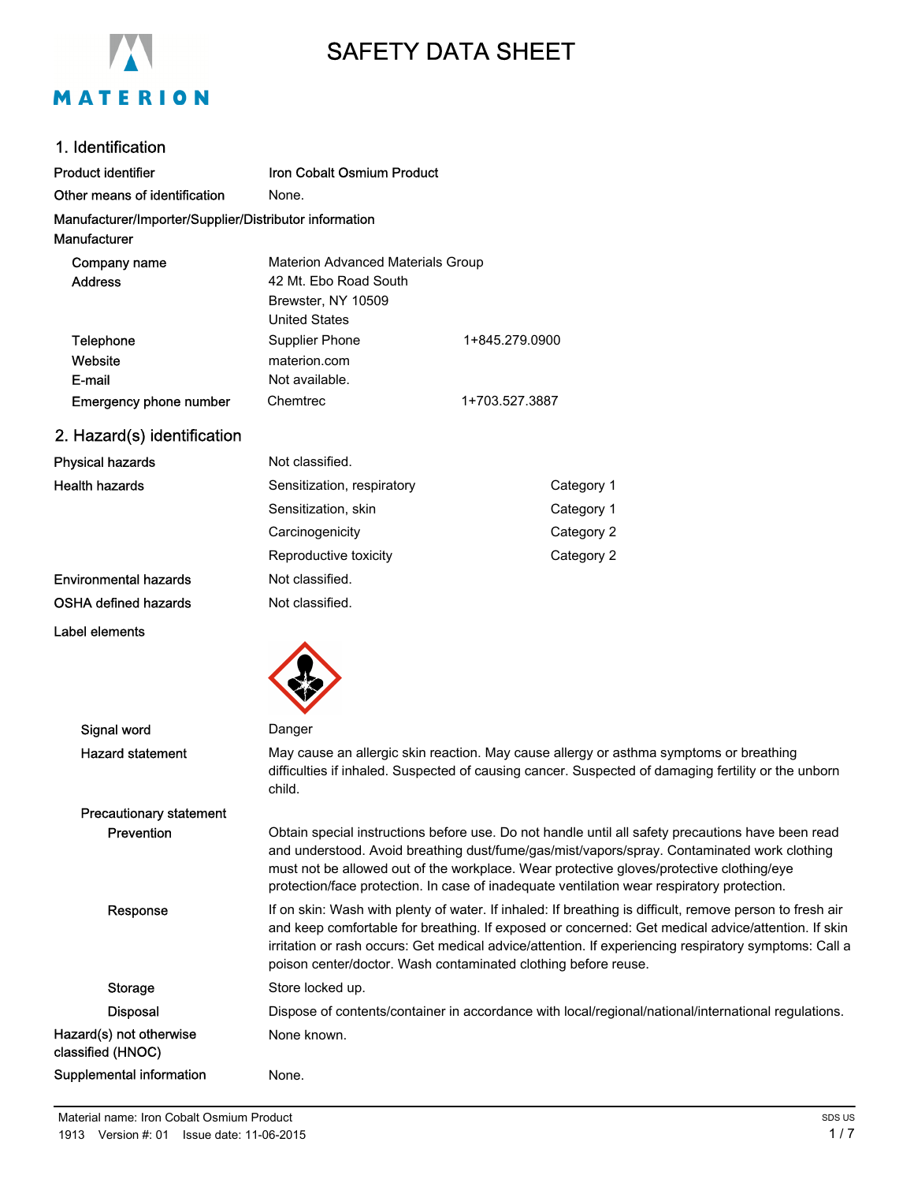# SAFETY DATA SHEET

## 1. Identification

| | | |
|---|---|---|
| **Product identifier** | **Iron Cobalt Osmium Product** | |
| **Other means of identification** | None. | |

**Manufacturer/Importer/Supplier/Distributor information**

**Manufacturer**

| | | |
|---|---|---|
| **Company name** | Materion Advanced Materials Group | |
| **Address** | 42 Mt. Ebo Road South<br>Brewster, NY 10509<br>United States | |
| **Telephone** | Supplier Phone | 1+845.279.0900 |
| **Website** | materion.com | |
| **E-mail** | Not available. | |
| **Emergency phone number** | Chemtrec | 1+703.527.3887 |

## 2. Hazard(s) identification

| | | |
|---|---|---|
| **Physical hazards** | Not classified. | |
| **Health hazards** | Sensitization, respiratory | Category 1 |
| | Sensitization, skin | Category 1 |
| | Carcinogenicity | Category 2 |
| | Reproductive toxicity | Category 2 |
| **Environmental hazards** | Not classified. | |
| **OSHA defined hazards** | Not classified. | |

**Label elements**

**Signal word** Danger

**Hazard statement** May cause an allergic skin reaction. May cause allergy or asthma symptoms or breathing difficulties if inhaled. Suspected of causing cancer. Suspected of damaging fertility or the unborn child.

**Precautionary statement**

**Prevention** Obtain special instructions before use. Do not handle until all safety precautions have been read and understood. Avoid breathing dust/fume/gas/mist/vapors/spray. Contaminated work clothing must not be allowed out of the workplace. Wear protective gloves/protective clothing/eye protection/face protection. In case of inadequate ventilation wear respiratory protection.

**Response** If on skin: Wash with plenty of water. If inhaled: If breathing is difficult, remove person to fresh air and keep comfortable for breathing. If exposed or concerned: Get medical advice/attention. If skin irritation or rash occurs: Get medical advice/attention. If experiencing respiratory symptoms: Call a poison center/doctor. Wash contaminated clothing before reuse.

**Storage** Store locked up.

**Disposal** Dispose of contents/container in accordance with local/regional/national/international regulations.

**Hazard(s) not otherwise classified (HNOC)** None known.

**Supplemental information** None.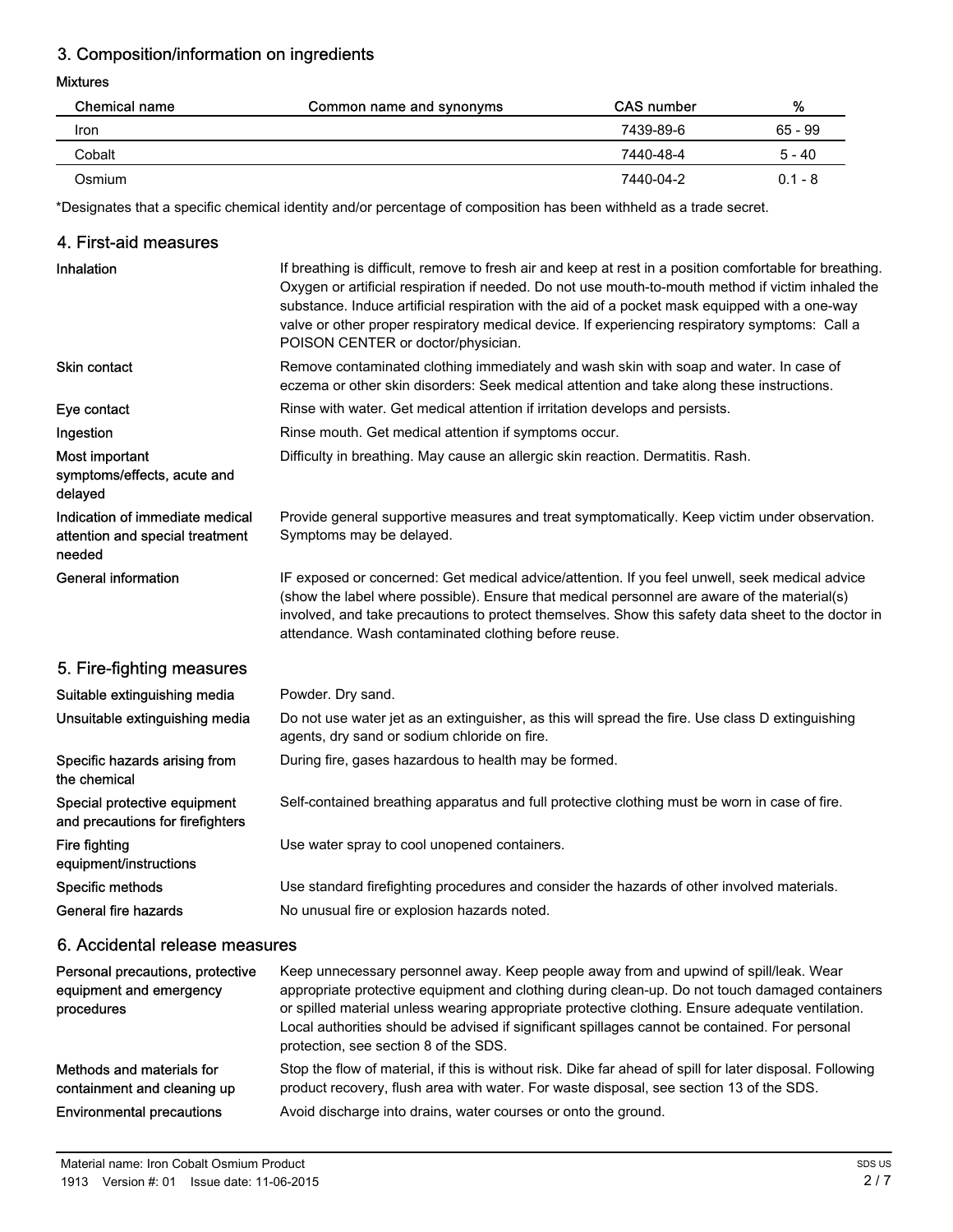## 3. Composition/information on ingredients

**Mixtures**

| Chemical name | Common name and synonyms | CAS number | % |
|---|---|---|---|
| Iron | | 7439-89-6 | 65 - 99 |
| Cobalt | | 7440-48-4 | 5 - 40 |
| Osmium | | 7440-04-2 | 0.1 - 8 |

*Designates that a specific chemical identity and/or percentage of composition has been withheld as a trade secret.

## 4. First-aid measures

**Inhalation**
If breathing is difficult, remove to fresh air and keep at rest in a position comfortable for breathing. Oxygen or artificial respiration if needed. Do not use mouth-to-mouth method if victim inhaled the substance. Induce artificial respiration with the aid of a pocket mask equipped with a one-way valve or other proper respiratory medical device. If experiencing respiratory symptoms: Call a POISON CENTER or doctor/physician.

**Skin contact**
Remove contaminated clothing immediately and wash skin with soap and water. In case of eczema or other skin disorders: Seek medical attention and take along these instructions.

**Eye contact**
Rinse with water. Get medical attention if irritation develops and persists.

**Ingestion**
Rinse mouth. Get medical attention if symptoms occur.

**Most important symptoms/effects, acute and delayed**
Difficulty in breathing. May cause an allergic skin reaction. Dermatitis. Rash.

**Indication of immediate medical attention and special treatment needed**
Provide general supportive measures and treat symptomatically. Keep victim under observation. Symptoms may be delayed.

**General information**
IF exposed or concerned: Get medical advice/attention. If you feel unwell, seek medical advice (show the label where possible). Ensure that medical personnel are aware of the material(s) involved, and take precautions to protect themselves. Show this safety data sheet to the doctor in attendance. Wash contaminated clothing before reuse.

## 5. Fire-fighting measures

**Suitable extinguishing media**
Powder. Dry sand.

**Unsuitable extinguishing media**
Do not use water jet as an extinguisher, as this will spread the fire. Use class D extinguishing agents, dry sand or sodium chloride on fire.

**Specific hazards arising from the chemical**
During fire, gases hazardous to health may be formed.

**Special protective equipment and precautions for firefighters**
Self-contained breathing apparatus and full protective clothing must be worn in case of fire.

**Fire fighting equipment/instructions**
Use water spray to cool unopened containers.

**Specific methods**
Use standard firefighting procedures and consider the hazards of other involved materials.

**General fire hazards**
No unusual fire or explosion hazards noted.

## 6. Accidental release measures

**Personal precautions, protective equipment and emergency procedures**
Keep unnecessary personnel away. Keep people away from and upwind of spill/leak. Wear appropriate protective equipment and clothing during clean-up. Do not touch damaged containers or spilled material unless wearing appropriate protective clothing. Ensure adequate ventilation. Local authorities should be advised if significant spillages cannot be contained. For personal protection, see section 8 of the SDS.

**Methods and materials for containment and cleaning up**
Stop the flow of material, if this is without risk. Dike far ahead of spill for later disposal. Following product recovery, flush area with water. For waste disposal, see section 13 of the SDS.

**Environmental precautions**
Avoid discharge into drains, water courses or onto the ground.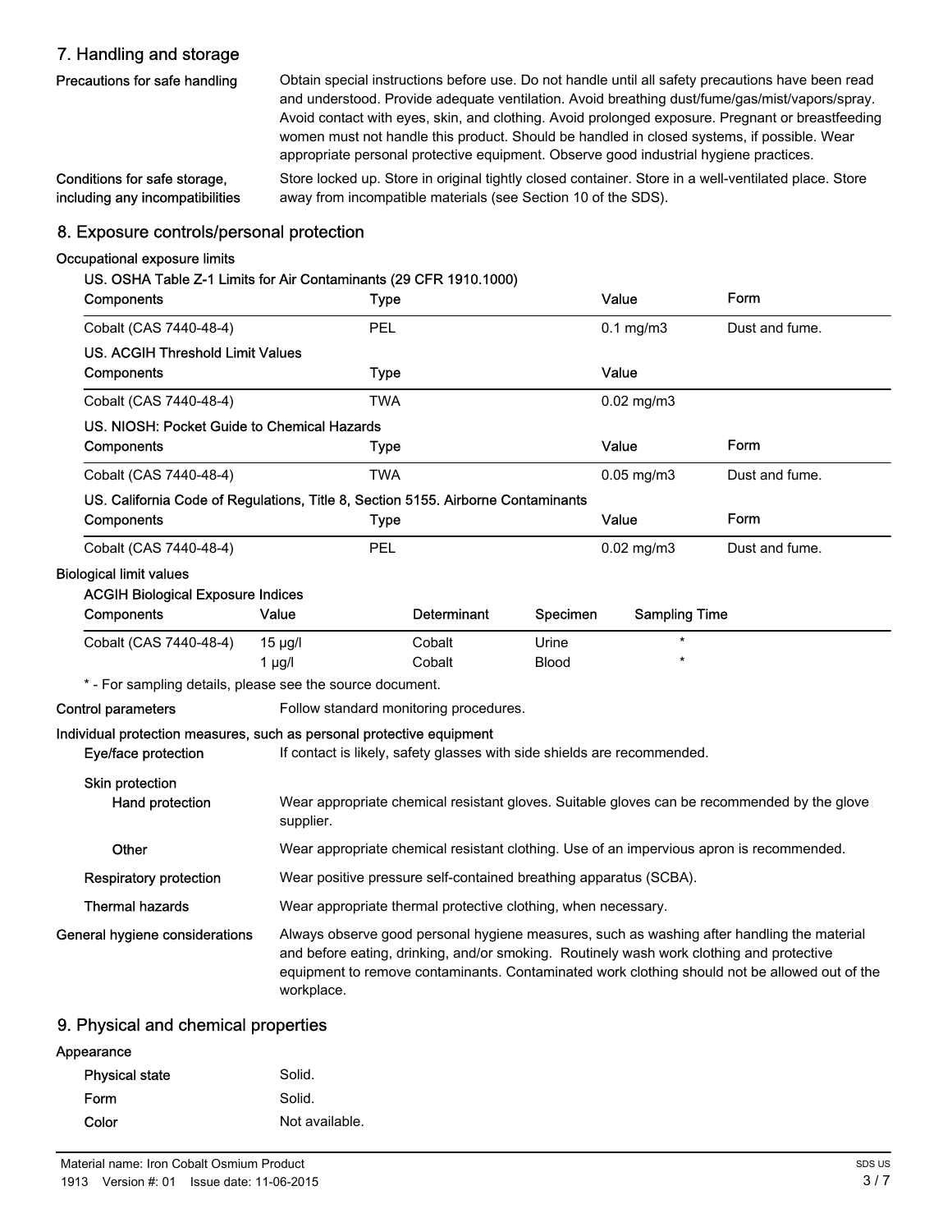## 7. Handling and storage

**Precautions for safe handling**

Obtain special instructions before use. Do not handle until all safety precautions have been read and understood. Provide adequate ventilation. Avoid breathing dust/fume/gas/mist/vapors/spray. Avoid contact with eyes, skin, and clothing. Avoid prolonged exposure. Pregnant or breastfeeding women must not handle this product. Should be handled in closed systems, if possible. Wear appropriate personal protective equipment. Observe good industrial hygiene practices.

**Conditions for safe storage, including any incompatibilities**

Store locked up. Store in original tightly closed container. Store in a well-ventilated place. Store away from incompatible materials (see Section 10 of the SDS).

## 8. Exposure controls/personal protection

**Occupational exposure limits**

**US. OSHA Table Z-1 Limits for Air Contaminants (29 CFR 1910.1000)**

| Components | Type | Value | Form |
|---|---|---|---|
| Cobalt (CAS 7440-48-4) | PEL | 0.1 mg/m3 | Dust and fume. |

**US. ACGIH Threshold Limit Values**

| Components | Type | Value |
|---|---|---|
| Cobalt (CAS 7440-48-4) | TWA | 0.02 mg/m3 |

**US. NIOSH: Pocket Guide to Chemical Hazards**

| Components | Type | Value | Form |
|---|---|---|---|
| Cobalt (CAS 7440-48-4) | TWA | 0.05 mg/m3 | Dust and fume. |

**US. California Code of Regulations, Title 8, Section 5155. Airborne Contaminants**

| Components | Type | Value | Form |
|---|---|---|---|
| Cobalt (CAS 7440-48-4) | PEL | 0.02 mg/m3 | Dust and fume. |

**Biological limit values**

**ACGIH Biological Exposure Indices**

| Components | Value | Determinant | Specimen | Sampling Time |
|---|---|---|---|---|
| Cobalt (CAS 7440-48-4) | 15 µg/l | Cobalt | Urine | * |
| | 1 µg/l | Cobalt | Blood | * |

* - For sampling details, please see the source document.

**Control parameters**

Follow standard monitoring procedures.

**Individual protection measures, such as personal protective equipment**

**Eye/face protection**

If contact is likely, safety glasses with side shields are recommended.

**Skin protection**

**Hand protection**

Wear appropriate chemical resistant gloves. Suitable gloves can be recommended by the glove supplier.

**Other**

Wear appropriate chemical resistant clothing. Use of an impervious apron is recommended.

**Respiratory protection**

Wear positive pressure self-contained breathing apparatus (SCBA).

**Thermal hazards**

Wear appropriate thermal protective clothing, when necessary.

**General hygiene considerations**

Always observe good personal hygiene measures, such as washing after handling the material and before eating, drinking, and/or smoking. Routinely wash work clothing and protective equipment to remove contaminants. Contaminated work clothing should not be allowed out of the workplace.

## 9. Physical and chemical properties

**Appearance**

**Physical state** Solid.

**Form** Solid.

**Color** Not available.

Material name: Iron Cobalt Osmium Product

1913 Version #: 01 Issue date: 11-06-2015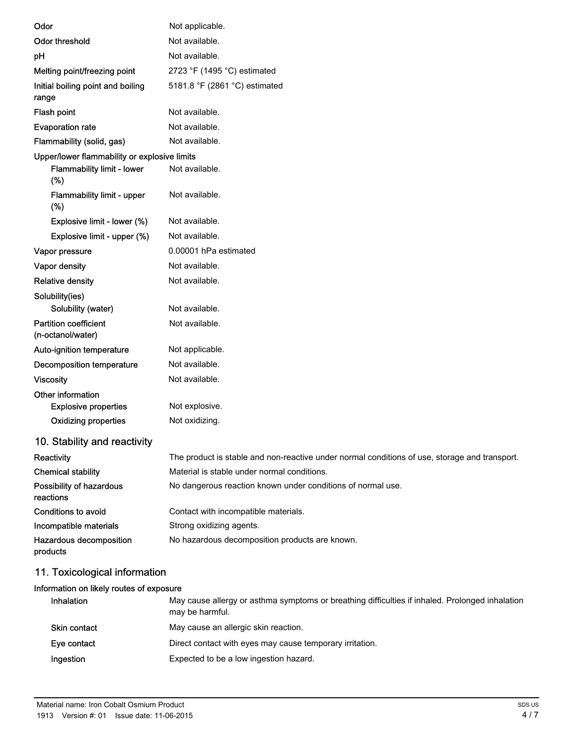| | |
|---|---|
| **Odor** | Not applicable. |
| **Odor threshold** | Not available. |
| **pH** | Not available. |
| **Melting point/freezing point** | 2723 °F (1495 °C) estimated |
| **Initial boiling point and boiling range** | 5181.8 °F (2861 °C) estimated |
| **Flash point** | Not available. |
| **Evaporation rate** | Not available. |
| **Flammability (solid, gas)** | Not available. |
| **Upper/lower flammability or explosive limits** | |
| Flammability limit - lower (%) | Not available. |
| Flammability limit - upper (%) | Not available. |
| Explosive limit - lower (%) | Not available. |
| Explosive limit - upper (%) | Not available. |
| **Vapor pressure** | 0.00001 hPa estimated |
| **Vapor density** | Not available. |
| **Relative density** | Not available. |
| **Solubility(ies)** | |
| Solubility (water) | Not available. |
| **Partition coefficient (n-octanol/water)** | Not available. |
| **Auto-ignition temperature** | Not applicable. |
| **Decomposition temperature** | Not available. |
| **Viscosity** | Not available. |
| **Other information** | |
| Explosive properties | Not explosive. |
| Oxidizing properties | Not oxidizing. |

## 10. Stability and reactivity

| | |
|---|---|
| **Reactivity** | The product is stable and non-reactive under normal conditions of use, storage and transport. |
| **Chemical stability** | Material is stable under normal conditions. |
| **Possibility of hazardous reactions** | No dangerous reaction known under conditions of normal use. |
| **Conditions to avoid** | Contact with incompatible materials. |
| **Incompatible materials** | Strong oxidizing agents. |
| **Hazardous decomposition products** | No hazardous decomposition products are known. |

## 11. Toxicological information

**Information on likely routes of exposure**

| | |
|---|---|
| Inhalation | May cause allergy or asthma symptoms or breathing difficulties if inhaled. Prolonged inhalation may be harmful. |
| Skin contact | May cause an allergic skin reaction. |
| Eye contact | Direct contact with eyes may cause temporary irritation. |
| Ingestion | Expected to be a low ingestion hazard. |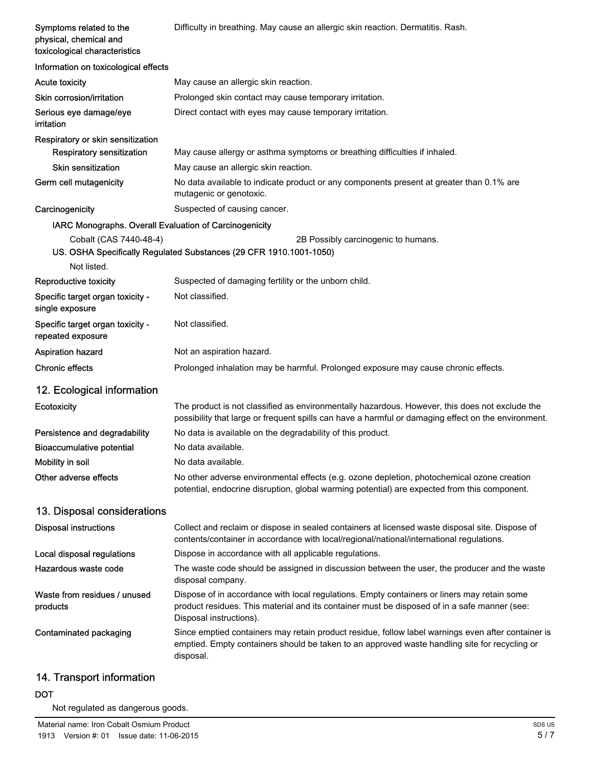| | |
|---|---|
| **Symptoms related to the physical, chemical and toxicological characteristics** | Difficulty in breathing. May cause an allergic skin reaction. Dermatitis. Rash. |

**Information on toxicological effects**

| | |
|---|---|
| **Acute toxicity** | May cause an allergic skin reaction. |
| **Skin corrosion/irritation** | Prolonged skin contact may cause temporary irritation. |
| **Serious eye damage/eye irritation** | Direct contact with eyes may cause temporary irritation. |
| **Respiratory or skin sensitization** | |
| **Respiratory sensitization** | May cause allergy or asthma symptoms or breathing difficulties if inhaled. |
| **Skin sensitization** | May cause an allergic skin reaction. |
| **Germ cell mutagenicity** | No data available to indicate product or any components present at greater than 0.1% are mutagenic or genotoxic. |
| **Carcinogenicity** | Suspected of causing cancer. |

**IARC Monographs. Overall Evaluation of Carcinogenicity**

| | |
|---|---|
| Cobalt (CAS 7440-48-4) | 2B Possibly carcinogenic to humans. |

**US. OSHA Specifically Regulated Substances (29 CFR 1910.1001-1050)**

Not listed.

| | |
|---|---|
| **Reproductive toxicity** | Suspected of damaging fertility or the unborn child. |
| **Specific target organ toxicity - single exposure** | Not classified. |
| **Specific target organ toxicity - repeated exposure** | Not classified. |
| **Aspiration hazard** | Not an aspiration hazard. |
| **Chronic effects** | Prolonged inhalation may be harmful. Prolonged exposure may cause chronic effects. |

## 12. Ecological information

| | |
|---|---|
| **Ecotoxicity** | The product is not classified as environmentally hazardous. However, this does not exclude the possibility that large or frequent spills can have a harmful or damaging effect on the environment. |
| **Persistence and degradability** | No data is available on the degradability of this product. |
| **Bioaccumulative potential** | No data available. |
| **Mobility in soil** | No data available. |
| **Other adverse effects** | No other adverse environmental effects (e.g. ozone depletion, photochemical ozone creation potential, endocrine disruption, global warming potential) are expected from this component. |

## 13. Disposal considerations

| | |
|---|---|
| **Disposal instructions** | Collect and reclaim or dispose in sealed containers at licensed waste disposal site. Dispose of contents/container in accordance with local/regional/national/international regulations. |
| **Local disposal regulations** | Dispose in accordance with all applicable regulations. |
| **Hazardous waste code** | The waste code should be assigned in discussion between the user, the producer and the waste disposal company. |
| **Waste from residues / unused products** | Dispose of in accordance with local regulations. Empty containers or liners may retain some product residues. This material and its container must be disposed of in a safe manner (see: Disposal instructions). |
| **Contaminated packaging** | Since emptied containers may retain product residue, follow label warnings even after container is emptied. Empty containers should be taken to an approved waste handling site for recycling or disposal. |

## 14. Transport information

**DOT**

Not regulated as dangerous goods.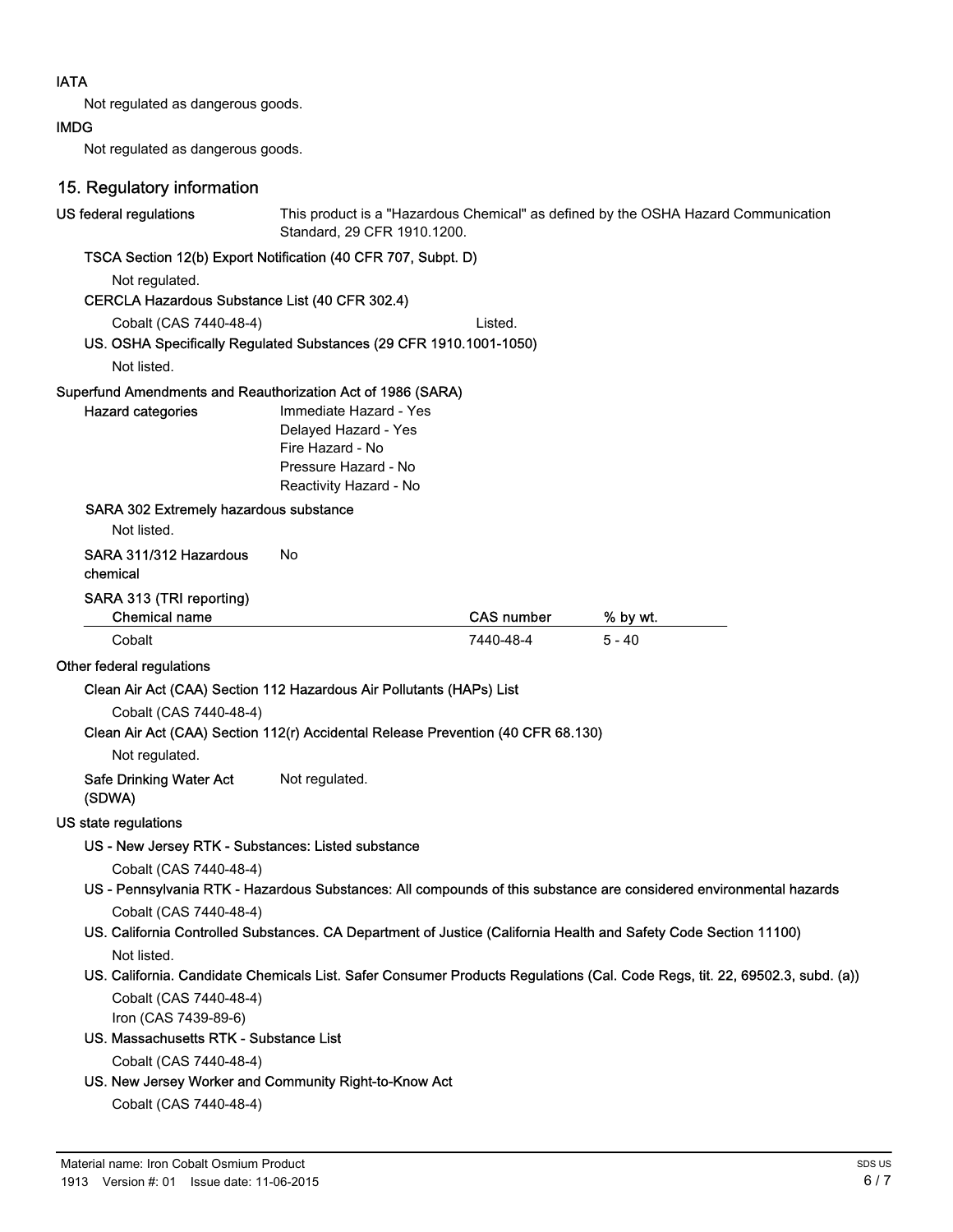**IATA**

Not regulated as dangerous goods.

**IMDG**

Not regulated as dangerous goods.

## 15. Regulatory information

**US federal regulations** This product is a "Hazardous Chemical" as defined by the OSHA Hazard Communication Standard, 29 CFR 1910.1200.

**TSCA Section 12(b) Export Notification (40 CFR 707, Subpt. D)**

Not regulated.

**CERCLA Hazardous Substance List (40 CFR 302.4)**

Cobalt (CAS 7440-48-4) Listed.

**US. OSHA Specifically Regulated Substances (29 CFR 1910.1001-1050)**

Not listed.

**Superfund Amendments and Reauthorization Act of 1986 (SARA)**

**Hazard categories**
Immediate Hazard - Yes
Delayed Hazard - Yes
Fire Hazard - No
Pressure Hazard - No
Reactivity Hazard - No

**SARA 302 Extremely hazardous substance**

Not listed.

**SARA 311/312 Hazardous chemical** No

**SARA 313 (TRI reporting)**

| Chemical name | CAS number | % by wt. |
|---|---|---|
| Cobalt | 7440-48-4 | 5 - 40 |

**Other federal regulations**

**Clean Air Act (CAA) Section 112 Hazardous Air Pollutants (HAPs) List**

Cobalt (CAS 7440-48-4)

**Clean Air Act (CAA) Section 112(r) Accidental Release Prevention (40 CFR 68.130)**

Not regulated.

**Safe Drinking Water Act (SDWA)** Not regulated.

**US state regulations**

**US - New Jersey RTK - Substances: Listed substance**

Cobalt (CAS 7440-48-4)

**US - Pennsylvania RTK - Hazardous Substances: All compounds of this substance are considered environmental hazards**

Cobalt (CAS 7440-48-4)

**US. California Controlled Substances. CA Department of Justice (California Health and Safety Code Section 11100)**

Not listed.

**US. California. Candidate Chemicals List. Safer Consumer Products Regulations (Cal. Code Regs, tit. 22, 69502.3, subd. (a))**

Cobalt (CAS 7440-48-4)
Iron (CAS 7439-89-6)

**US. Massachusetts RTK - Substance List**

Cobalt (CAS 7440-48-4)

**US. New Jersey Worker and Community Right-to-Know Act**

Cobalt (CAS 7440-48-4)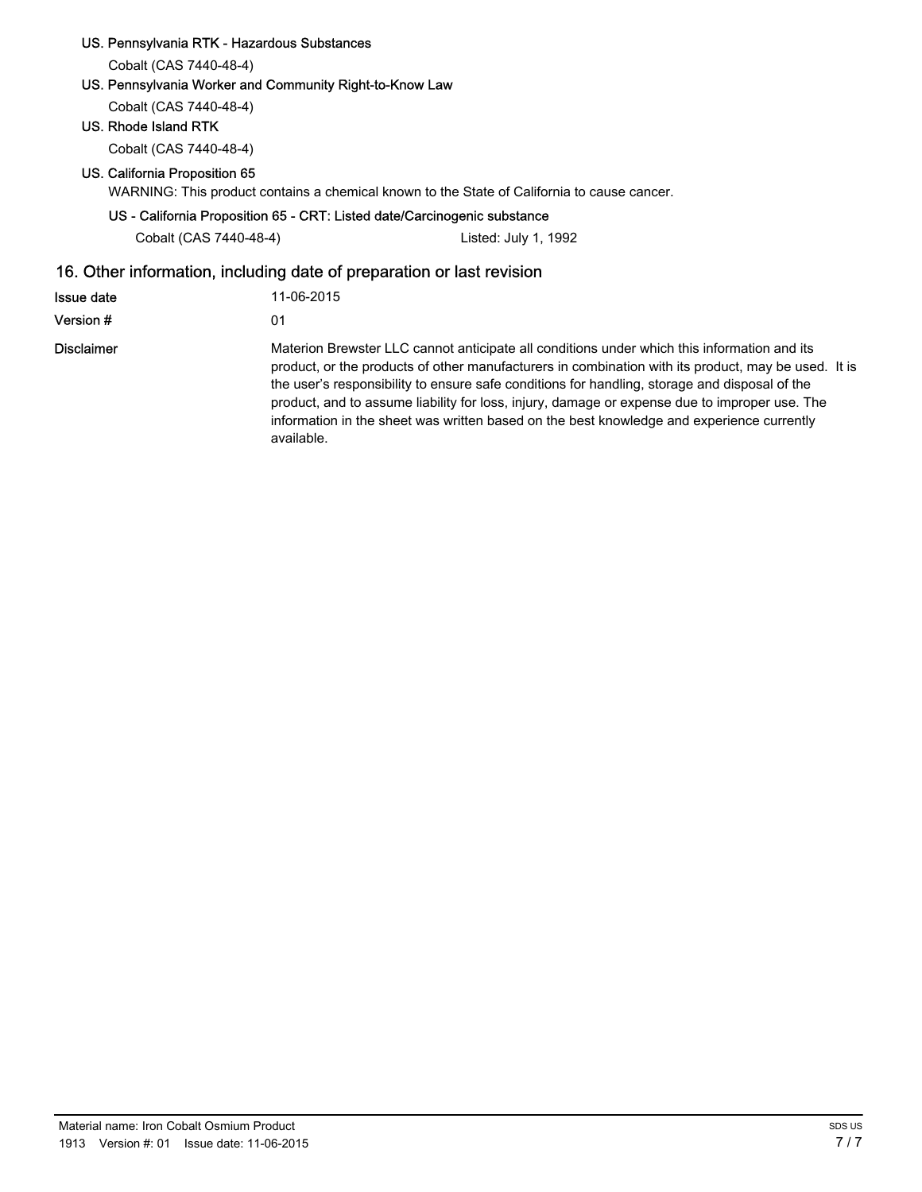**US. Pennsylvania RTK - Hazardous Substances**

Cobalt (CAS 7440-48-4)

**US. Pennsylvania Worker and Community Right-to-Know Law**

Cobalt (CAS 7440-48-4)

**US. Rhode Island RTK**

Cobalt (CAS 7440-48-4)

**US. California Proposition 65**

WARNING: This product contains a chemical known to the State of California to cause cancer.

**US - California Proposition 65 - CRT: Listed date/Carcinogenic substance**

| | |
|---|---|
| Cobalt (CAS 7440-48-4) | Listed: July 1, 1992 |

## 16. Other information, including date of preparation or last revision

**Issue date** 11-06-2015

**Version #** 01

**Disclaimer** Materion Brewster LLC cannot anticipate all conditions under which this information and its product, or the products of other manufacturers in combination with its product, may be used. It is the user's responsibility to ensure safe conditions for handling, storage and disposal of the product, and to assume liability for loss, injury, damage or expense due to improper use. The information in the sheet was written based on the best knowledge and experience currently available.